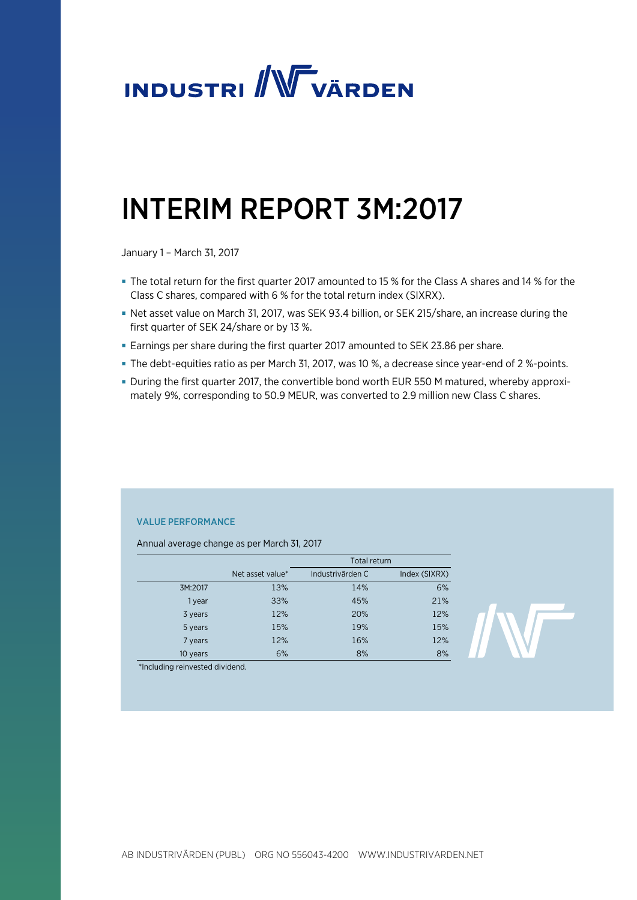# INDUSTRIVÄRDEN

# INTERIM REPORT 3M:2017

January 1 – March 31, 2017

- The total return for the first quarter 2017 amounted to 15 % for the Class A shares and 14 % for the Class C shares, compared with 6 % for the total return index (SIXRX).
- Net asset value on March 31, 2017, was SEK 93.4 billion, or SEK 215/share, an increase during the first quarter of SEK 24/share or by 13 %.
- Earnings per share during the first quarter 2017 amounted to SEK 23.86 per share.
- The debt-equities ratio as per March 31, 2017, was 10 %, a decrease since year-end of 2 %-points.
- During the first quarter 2017, the convertible bond worth EUR 550 M matured, whereby approximately 9%, corresponding to 50.9 MEUR, was converted to 2.9 million new Class C shares.

### VALUE PERFORMANCE

Annual average change as per March 31, 2017

| | Net asset value* | Total return | |
|---|---|---|---|
| | | Industrivärden C | Index (SIXRX) |
| 3M:2017 | 13% | 14% | 6% |
| 1 year | 33% | 45% | 21% |
| 3 years | 12% | 20% | 12% |
| 5 years | 15% | 19% | 15% |
| 7 years | 12% | 16% | 12% |
| 10 years | 6% | 8% | 8% |

*Including reinvested dividend.

AB INDUSTRIVÄRDEN (PUBL) ORG NO 556043-4200 WWW.INDUSTRIVARDEN.NET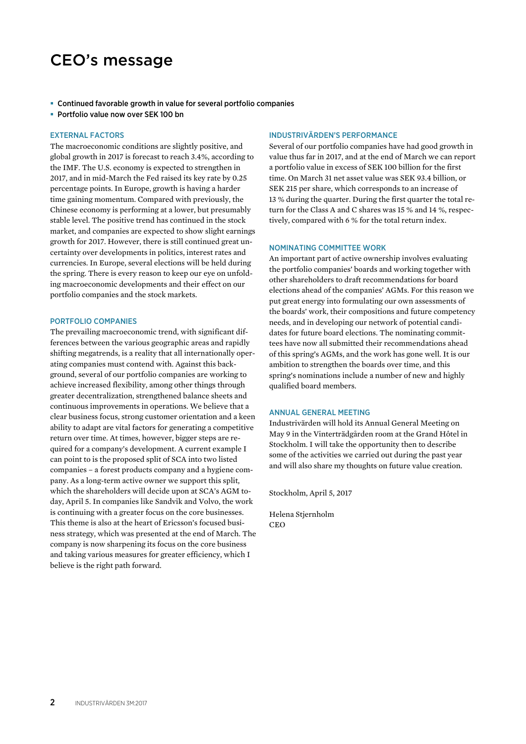# CEO's message

- Continued favorable growth in value for several portfolio companies
- Portfolio value now over SEK 100 bn

## EXTERNAL FACTORS

The macroeconomic conditions are slightly positive, and global growth in 2017 is forecast to reach 3.4%, according to the IMF. The U.S. economy is expected to strengthen in 2017, and in mid-March the Fed raised its key rate by 0.25 percentage points. In Europe, growth is having a harder time gaining momentum. Compared with previously, the Chinese economy is performing at a lower, but presumably stable level. The positive trend has continued in the stock market, and companies are expected to show slight earnings growth for 2017. However, there is still continued great uncertainty over developments in politics, interest rates and currencies. In Europe, several elections will be held during the spring. There is every reason to keep our eye on unfolding macroeconomic developments and their effect on our portfolio companies and the stock markets.

## PORTFOLIO COMPANIES

The prevailing macroeconomic trend, with significant differences between the various geographic areas and rapidly shifting megatrends, is a reality that all internationally operating companies must contend with. Against this background, several of our portfolio companies are working to achieve increased flexibility, among other things through greater decentralization, strengthened balance sheets and continuous improvements in operations. We believe that a clear business focus, strong customer orientation and a keen ability to adapt are vital factors for generating a competitive return over time. At times, however, bigger steps are required for a company's development. A current example I can point to is the proposed split of SCA into two listed companies – a forest products company and a hygiene company. As a long-term active owner we support this split, which the shareholders will decide upon at SCA's AGM today, April 5. In companies like Sandvik and Volvo, the work is continuing with a greater focus on the core businesses. This theme is also at the heart of Ericsson's focused business strategy, which was presented at the end of March. The company is now sharpening its focus on the core business and taking various measures for greater efficiency, which I believe is the right path forward.

## INDUSTRIVÄRDEN'S PERFORMANCE

Several of our portfolio companies have had good growth in value thus far in 2017, and at the end of March we can report a portfolio value in excess of SEK 100 billion for the first time. On March 31 net asset value was SEK 93.4 billion, or SEK 215 per share, which corresponds to an increase of 13 % during the quarter. During the first quarter the total return for the Class A and C shares was 15 % and 14 %, respectively, compared with 6 % for the total return index.

## NOMINATING COMMITTEE WORK

An important part of active ownership involves evaluating the portfolio companies' boards and working together with other shareholders to draft recommendations for board elections ahead of the companies' AGMs. For this reason we put great energy into formulating our own assessments of the boards' work, their compositions and future competency needs, and in developing our network of potential candidates for future board elections. The nominating committees have now all submitted their recommendations ahead of this spring's AGMs, and the work has gone well. It is our ambition to strengthen the boards over time, and this spring's nominations include a number of new and highly qualified board members.

## ANNUAL GENERAL MEETING

Industrivärden will hold its Annual General Meeting on May 9 in the Vinterträdgården room at the Grand Hôtel in Stockholm. I will take the opportunity then to describe some of the activities we carried out during the past year and will also share my thoughts on future value creation.

Stockholm, April 5, 2017

Helena Stjernholm
CEO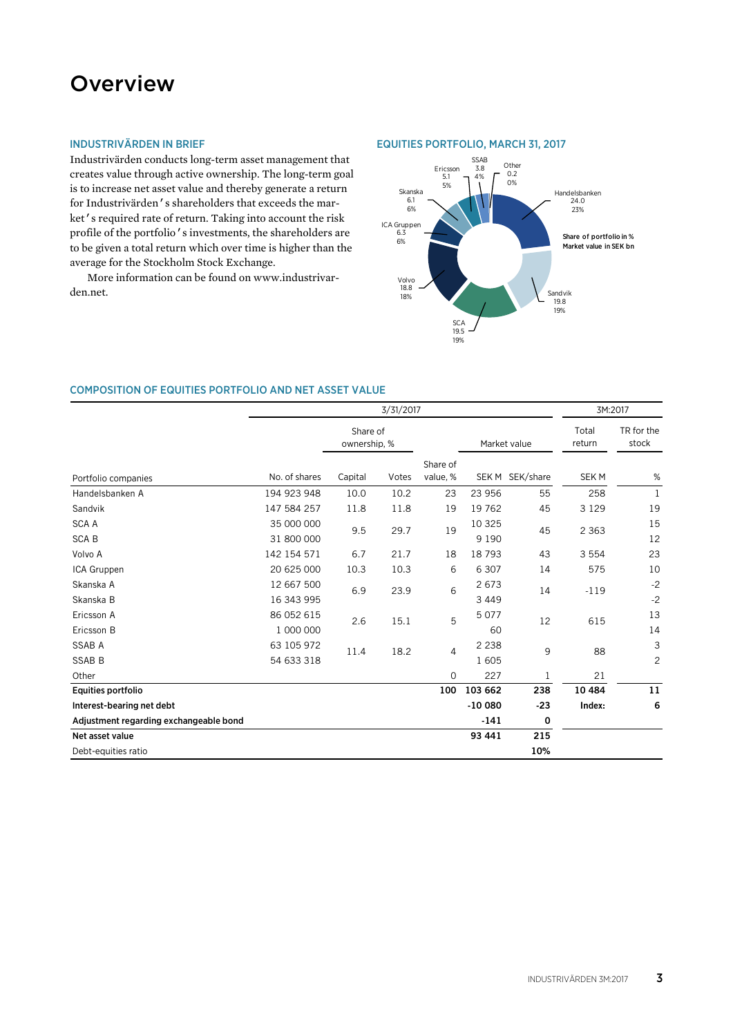# Overview

### INDUSTRIVÄRDEN IN BRIEF

Industrivärden conducts long-term asset management that creates value through active ownership. The long-term goal is to increase net asset value and thereby generate a return for Industrivärden's shareholders that exceeds the market's required rate of return. Taking into account the risk profile of the portfolio's investments, the shareholders are to be given a total return which over time is higher than the average for the Stockholm Stock Exchange.

More information can be found on www.industrivarden.net.

### EQUITIES PORTFOLIO, MARCH 31, 2017

Share of portfolio in %
Market value in SEK bn

- Handelsbanken 24.0, 23%
- Sandvik 19.8, 19%
- SCA 19.5, 19%
- Volvo 18.8, 18%
- ICA Gruppen 6.3, 6%
- Skanska 6.1, 6%
- Ericsson 5.1, 5%
- SSAB 3.8, 4%
- Other 0.2, 0%

### COMPOSITION OF EQUITIES PORTFOLIO AND NET ASSET VALUE

| | 3/31/2017 | | | | | | 3M:2017 | |
|---|---|---|---|---|---|---|---|---|
| | | Share of ownership, % | | | Market value | | Total return | TR for the stock |
| Portfolio companies | No. of shares | Capital | Votes | Share of value, % | SEK M | SEK/share | SEK M | % |
| Handelsbanken A | 194 923 948 | 10.0 | 10.2 | 23 | 23 956 | 55 | 258 | 1 |
| Sandvik | 147 584 257 | 11.8 | 11.8 | 19 | 19 762 | 45 | 3 129 | 19 |
| SCA A | 35 000 000 | 9.5 | 29.7 | 19 | 10 325 | 45 | 2 363 | 15 |
| SCA B | 31 800 000 | | | | 9 190 | | | 12 |
| Volvo A | 142 154 571 | 6.7 | 21.7 | 18 | 18 793 | 43 | 3 554 | 23 |
| ICA Gruppen | 20 625 000 | 10.3 | 10.3 | 6 | 6 307 | 14 | 575 | 10 |
| Skanska A | 12 667 500 | 6.9 | 23.9 | 6 | 2 673 | 14 | -119 | -2 |
| Skanska B | 16 343 995 | | | | 3 449 | | | -2 |
| Ericsson A | 86 052 615 | 2.6 | 15.1 | 5 | 5 077 | 12 | 615 | 13 |
| Ericsson B | 1 000 000 | | | | 60 | | | 14 |
| SSAB A | 63 105 972 | 11.4 | 18.2 | 4 | 2 238 | 9 | 88 | 3 |
| SSAB B | 54 633 318 | | | | 1 605 | | | 2 |
| Other | | | | 0 | 227 | 1 | 21 | |
| **Equities portfolio** | | | | **100** | **103 662** | **238** | **10 484** | **11** |
| **Interest-bearing net debt** | | | | | **-10 080** | **-23** | **Index:** | **6** |
| **Adjustment regarding exchangeable bond** | | | | | **-141** | **0** | | |
| **Net asset value** | | | | | **93 441** | **215** | | |
| Debt-equities ratio | | | | | | **10%** | | |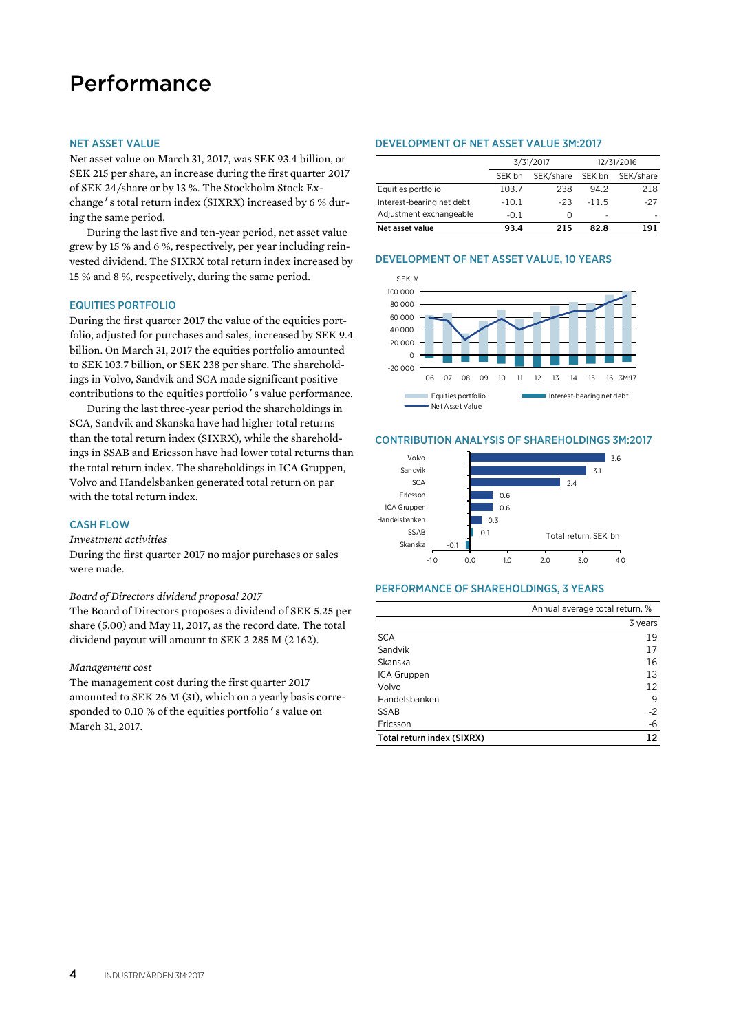# Performance

## NET ASSET VALUE

Net asset value on March 31, 2017, was SEK 93.4 billion, or SEK 215 per share, an increase during the first quarter 2017 of SEK 24/share or by 13 %. The Stockholm Stock Exchange's total return index (SIXRX) increased by 6 % during the same period.

During the last five and ten-year period, net asset value grew by 15 % and 6 %, respectively, per year including reinvested dividend. The SIXRX total return index increased by 15 % and 8 %, respectively, during the same period.

## EQUITIES PORTFOLIO

During the first quarter 2017 the value of the equities portfolio, adjusted for purchases and sales, increased by SEK 9.4 billion. On March 31, 2017 the equities portfolio amounted to SEK 103.7 billion, or SEK 238 per share. The shareholdings in Volvo, Sandvik and SCA made significant positive contributions to the equities portfolio's value performance.

During the last three-year period the shareholdings in SCA, Sandvik and Skanska have had higher total returns than the total return index (SIXRX), while the shareholdings in SSAB and Ericsson have had lower total returns than the total return index. The shareholdings in ICA Gruppen, Volvo and Handelsbanken generated total return on par with the total return index.

## CASH FLOW

*Investment activities*

During the first quarter 2017 no major purchases or sales were made.

*Board of Directors dividend proposal 2017*

The Board of Directors proposes a dividend of SEK 5.25 per share (5.00) and May 11, 2017, as the record date. The total dividend payout will amount to SEK 2 285 M (2 162).

*Management cost*

The management cost during the first quarter 2017 amounted to SEK 26 M (31), which on a yearly basis corresponded to 0.10 % of the equities portfolio's value on March 31, 2017.

## DEVELOPMENT OF NET ASSET VALUE 3M:2017

| | 3/31/2017 | | 12/31/2016 | |
|---|---|---|---|---|
| | SEK bn | SEK/share | SEK bn | SEK/share |
| Equities portfolio | 103.7 | 238 | 94.2 | 218 |
| Interest-bearing net debt | -10.1 | -23 | -11.5 | -27 |
| Adjustment exchangeable | -0.1 | 0 | - | - |
| **Net asset value** | **93.4** | **215** | **82.8** | **191** |

## DEVELOPMENT OF NET ASSET VALUE, 10 YEARS

## CONTRIBUTION ANALYSIS OF SHAREHOLDINGS 3M:2017

| | Total return, SEK bn |
|---|---|
| Volvo | 3.6 |
| Sandvik | 3.1 |
| SCA | 2.4 |
| Ericsson | 0.6 |
| ICA Gruppen | 0.6 |
| Handelsbanken | 0.3 |
| SSAB | 0.1 |
| Skanska | -0.1 |

## PERFORMANCE OF SHAREHOLDINGS, 3 YEARS

| | Annual average total return, % |
|---|---|
| | 3 years |
| SCA | 19 |
| Sandvik | 17 |
| Skanska | 16 |
| ICA Gruppen | 13 |
| Volvo | 12 |
| Handelsbanken | 9 |
| SSAB | -2 |
| Ericsson | -6 |
| **Total return index (SIXRX)** | **12** |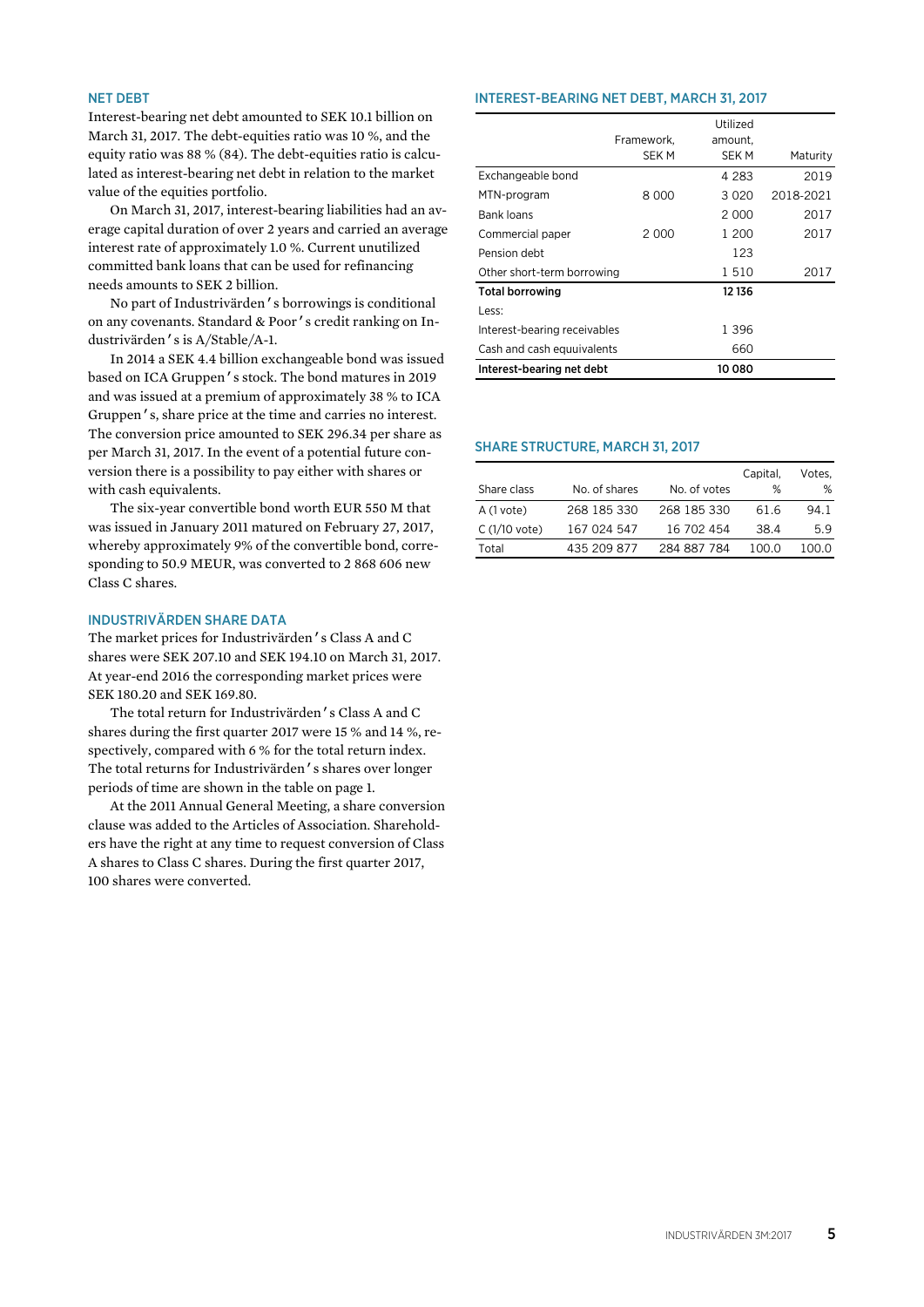## NET DEBT

Interest-bearing net debt amounted to SEK 10.1 billion on March 31, 2017. The debt-equities ratio was 10 %, and the equity ratio was 88 % (84). The debt-equities ratio is calculated as interest-bearing net debt in relation to the market value of the equities portfolio.

On March 31, 2017, interest-bearing liabilities had an average capital duration of over 2 years and carried an average interest rate of approximately 1.0 %. Current unutilized committed bank loans that can be used for refinancing needs amounts to SEK 2 billion.

No part of Industrivärden's borrowings is conditional on any covenants. Standard & Poor's credit ranking on Industrivärden's is A/Stable/A-1.

In 2014 a SEK 4.4 billion exchangeable bond was issued based on ICA Gruppen's stock. The bond matures in 2019 and was issued at a premium of approximately 38 % to ICA Gruppen's, share price at the time and carries no interest. The conversion price amounted to SEK 296.34 per share as per March 31, 2017. In the event of a potential future conversion there is a possibility to pay either with shares or with cash equivalents.

The six-year convertible bond worth EUR 550 M that was issued in January 2011 matured on February 27, 2017, whereby approximately 9% of the convertible bond, corresponding to 50.9 MEUR, was converted to 2 868 606 new Class C shares.

## INDUSTRIVÄRDEN SHARE DATA

The market prices for Industrivärden's Class A and C shares were SEK 207.10 and SEK 194.10 on March 31, 2017. At year-end 2016 the corresponding market prices were SEK 180.20 and SEK 169.80.

The total return for Industrivärden's Class A and C shares during the first quarter 2017 were 15 % and 14 %, respectively, compared with 6 % for the total return index. The total returns for Industrivärden's shares over longer periods of time are shown in the table on page 1.

At the 2011 Annual General Meeting, a share conversion clause was added to the Articles of Association. Shareholders have the right at any time to request conversion of Class A shares to Class C shares. During the first quarter 2017, 100 shares were converted.

## INTEREST-BEARING NET DEBT, MARCH 31, 2017

| | Framework, SEK M | Utilized amount, SEK M | Maturity |
|---|---|---|---|
| Exchangeable bond | | 4 283 | 2019 |
| MTN-program | 8 000 | 3 020 | 2018-2021 |
| Bank loans | | 2 000 | 2017 |
| Commercial paper | 2 000 | 1 200 | 2017 |
| Pension debt | | 123 | |
| Other short-term borrowing | | 1 510 | 2017 |
| **Total borrowing** | | **12 136** | |
| Less: | | | |
| Interest-bearing receivables | | 1 396 | |
| Cash and cash equuivalents | | 660 | |
| **Interest-bearing net debt** | | **10 080** | |

## SHARE STRUCTURE, MARCH 31, 2017

| Share class | No. of shares | No. of votes | Capital, % | Votes, % |
|---|---|---|---|---|
| A (1 vote) | 268 185 330 | 268 185 330 | 61.6 | 94.1 |
| C (1/10 vote) | 167 024 547 | 16 702 454 | 38.4 | 5.9 |
| Total | 435 209 877 | 284 887 784 | 100.0 | 100.0 |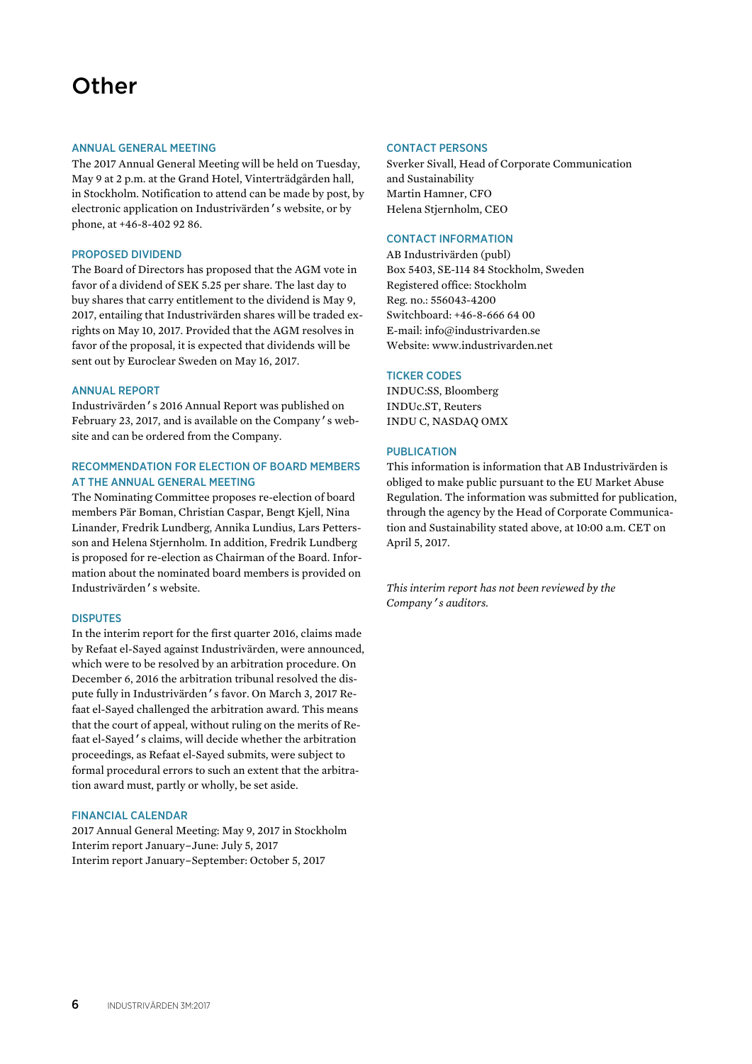# Other

### ANNUAL GENERAL MEETING

The 2017 Annual General Meeting will be held on Tuesday, May 9 at 2 p.m. at the Grand Hotel, Vinterträdgården hall, in Stockholm. Notification to attend can be made by post, by electronic application on Industrivärden's website, or by phone, at +46-8-402 92 86.

### PROPOSED DIVIDEND

The Board of Directors has proposed that the AGM vote in favor of a dividend of SEK 5.25 per share. The last day to buy shares that carry entitlement to the dividend is May 9, 2017, entailing that Industrivärden shares will be traded ex-rights on May 10, 2017. Provided that the AGM resolves in favor of the proposal, it is expected that dividends will be sent out by Euroclear Sweden on May 16, 2017.

### ANNUAL REPORT

Industrivärden's 2016 Annual Report was published on February 23, 2017, and is available on the Company's website and can be ordered from the Company.

### RECOMMENDATION FOR ELECTION OF BOARD MEMBERS AT THE ANNUAL GENERAL MEETING

The Nominating Committee proposes re-election of board members Pär Boman, Christian Caspar, Bengt Kjell, Nina Linander, Fredrik Lundberg, Annika Lundius, Lars Pettersson and Helena Stjernholm. In addition, Fredrik Lundberg is proposed for re-election as Chairman of the Board. Information about the nominated board members is provided on Industrivärden's website.

### DISPUTES

In the interim report for the first quarter 2016, claims made by Refaat el-Sayed against Industrivärden, were announced, which were to be resolved by an arbitration procedure. On December 6, 2016 the arbitration tribunal resolved the dispute fully in Industrivärden's favor. On March 3, 2017 Refaat el-Sayed challenged the arbitration award. This means that the court of appeal, without ruling on the merits of Refaat el-Sayed's claims, will decide whether the arbitration proceedings, as Refaat el-Sayed submits, were subject to formal procedural errors to such an extent that the arbitration award must, partly or wholly, be set aside.

### FINANCIAL CALENDAR

2017 Annual General Meeting: May 9, 2017 in Stockholm
Interim report January–June: July 5, 2017
Interim report January–September: October 5, 2017

### CONTACT PERSONS

Sverker Sivall, Head of Corporate Communication and Sustainability
Martin Hamner, CFO
Helena Stjernholm, CEO

### CONTACT INFORMATION

AB Industrivärden (publ)
Box 5403, SE-114 84 Stockholm, Sweden
Registered office: Stockholm
Reg. no.: 556043-4200
Switchboard: +46-8-666 64 00
E-mail: info@industrivarden.se
Website: www.industrivarden.net

### TICKER CODES

INDUC:SS, Bloomberg
INDUc.ST, Reuters
INDU C, NASDAQ OMX

### PUBLICATION

This information is information that AB Industrivärden is obliged to make public pursuant to the EU Market Abuse Regulation. The information was submitted for publication, through the agency by the Head of Corporate Communication and Sustainability stated above, at 10:00 a.m. CET on April 5, 2017.

*This interim report has not been reviewed by the Company's auditors.*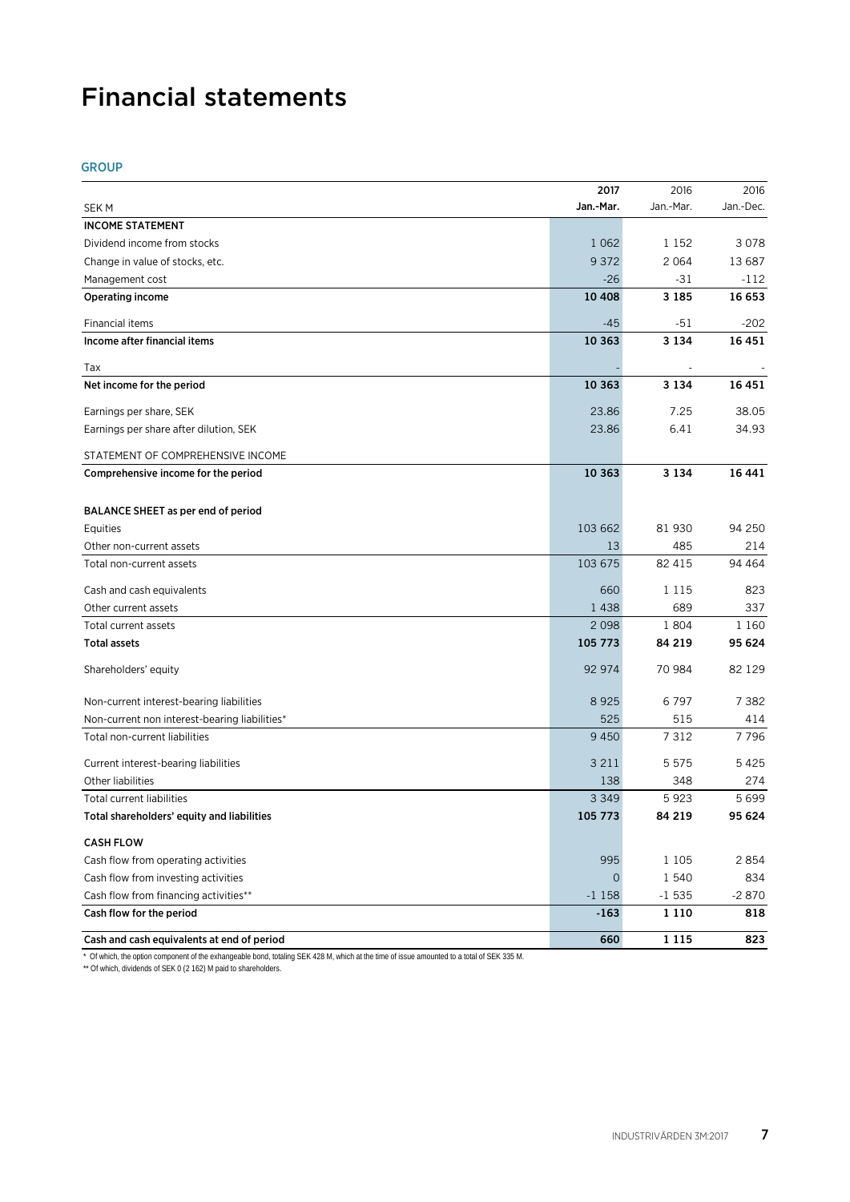# Financial statements

## GROUP

| SEK M | 2017 Jan.-Mar. | 2016 Jan.-Mar. | 2016 Jan.-Dec. |
|---|---|---|---|
| **INCOME STATEMENT** | | | |
| Dividend income from stocks | 1 062 | 1 152 | 3 078 |
| Change in value of stocks, etc. | 9 372 | 2 064 | 13 687 |
| Management cost | -26 | -31 | -112 |
| **Operating income** | **10 408** | **3 185** | **16 653** |
| Financial items | -45 | -51 | -202 |
| **Income after financial items** | **10 363** | **3 134** | **16 451** |
| Tax | - | - | - |
| **Net income for the period** | **10 363** | **3 134** | **16 451** |
| Earnings per share, SEK | 23.86 | 7.25 | 38.05 |
| Earnings per share after dilution, SEK | 23.86 | 6.41 | 34.93 |
| STATEMENT OF COMPREHENSIVE INCOME | | | |
| **Comprehensive income for the period** | **10 363** | **3 134** | **16 441** |
| **BALANCE SHEET as per end of period** | | | |
| Equities | 103 662 | 81 930 | 94 250 |
| Other non-current assets | 13 | 485 | 214 |
| Total non-current assets | 103 675 | 82 415 | 94 464 |
| Cash and cash equivalents | 660 | 1 115 | 823 |
| Other current assets | 1 438 | 689 | 337 |
| Total current assets | 2 098 | 1 804 | 1 160 |
| **Total assets** | **105 773** | **84 219** | **95 624** |
| Shareholders' equity | 92 974 | 70 984 | 82 129 |
| Non-current interest-bearing liabilities | 8 925 | 6 797 | 7 382 |
| Non-current non interest-bearing liabilities* | 525 | 515 | 414 |
| Total non-current liabilities | 9 450 | 7 312 | 7 796 |
| Current interest-bearing liabilities | 3 211 | 5 575 | 5 425 |
| Other liabilities | 138 | 348 | 274 |
| Total current liabilities | 3 349 | 5 923 | 5 699 |
| **Total shareholders' equity and liabilities** | **105 773** | **84 219** | **95 624** |
| **CASH FLOW** | | | |
| Cash flow from operating activities | 995 | 1 105 | 2 854 |
| Cash flow from investing activities | 0 | 1 540 | 834 |
| Cash flow from financing activities** | -1 158 | -1 535 | -2 870 |
| **Cash flow for the period** | **-163** | **1 110** | **818** |
| **Cash and cash equivalents at end of period** | **660** | **1 115** | **823** |

\* Of which, the option component of the exhangeable bond, totaling SEK 428 M, which at the time of issue amounted to a total of SEK 335 M.

** Of which, dividends of SEK 0 (2 162) M paid to shareholders.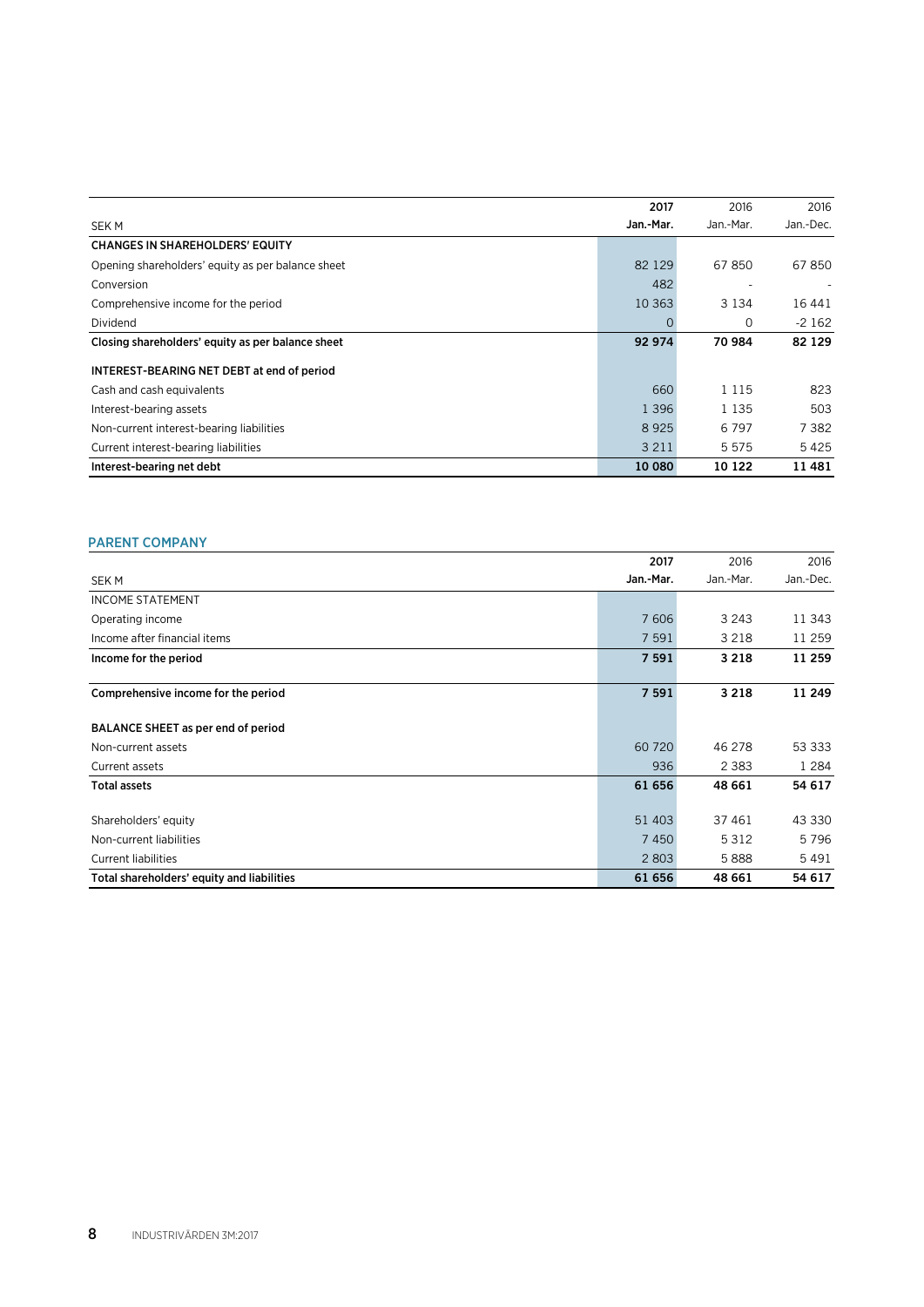| SEK M | 2017<br>Jan.-Mar. | 2016<br>Jan.-Mar. | 2016<br>Jan.-Dec. |
|---|---|---|---|
| **CHANGES IN SHAREHOLDERS' EQUITY** | | | |
| Opening shareholders' equity as per balance sheet | 82 129 | 67 850 | 67 850 |
| Conversion | 482 | - | - |
| Comprehensive income for the period | 10 363 | 3 134 | 16 441 |
| Dividend | 0 | 0 | -2 162 |
| **Closing shareholders' equity as per balance sheet** | **92 974** | **70 984** | **82 129** |
| | | | |
| **INTEREST-BEARING NET DEBT at end of period** | | | |
| Cash and cash equivalents | 660 | 1 115 | 823 |
| Interest-bearing assets | 1 396 | 1 135 | 503 |
| Non-current interest-bearing liabilities | 8 925 | 6 797 | 7 382 |
| Current interest-bearing liabilities | 3 211 | 5 575 | 5 425 |
| **Interest-bearing net debt** | **10 080** | **10 122** | **11 481** |

## PARENT COMPANY

| SEK M | 2017<br>Jan.-Mar. | 2016<br>Jan.-Mar. | 2016<br>Jan.-Dec. |
|---|---|---|---|
| INCOME STATEMENT | | | |
| Operating income | 7 606 | 3 243 | 11 343 |
| Income after financial items | 7 591 | 3 218 | 11 259 |
| **Income for the period** | **7 591** | **3 218** | **11 259** |
| | | | |
| **Comprehensive income for the period** | **7 591** | **3 218** | **11 249** |
| | | | |
| **BALANCE SHEET as per end of period** | | | |
| Non-current assets | 60 720 | 46 278 | 53 333 |
| Current assets | 936 | 2 383 | 1 284 |
| **Total assets** | **61 656** | **48 661** | **54 617** |
| | | | |
| Shareholders' equity | 51 403 | 37 461 | 43 330 |
| Non-current liabilities | 7 450 | 5 312 | 5 796 |
| Current liabilities | 2 803 | 5 888 | 5 491 |
| **Total shareholders' equity and liabilities** | **61 656** | **48 661** | **54 617** |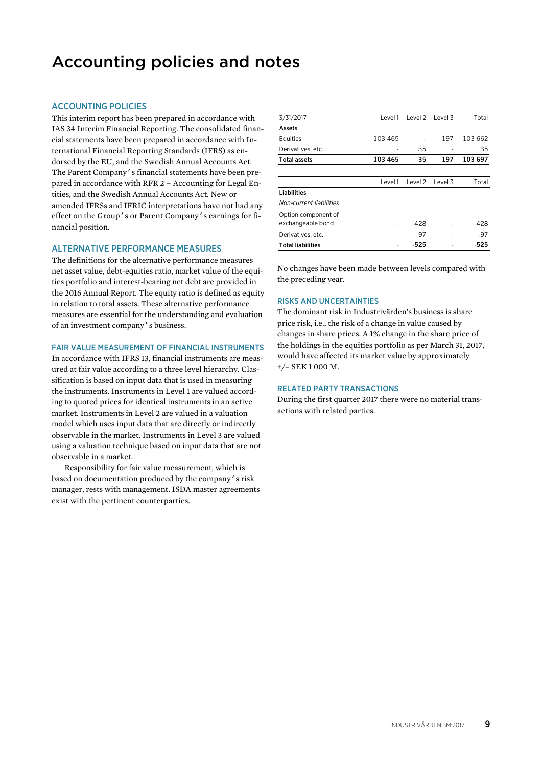# Accounting policies and notes

## ACCOUNTING POLICIES

This interim report has been prepared in accordance with IAS 34 Interim Financial Reporting. The consolidated financial statements have been prepared in accordance with International Financial Reporting Standards (IFRS) as endorsed by the EU, and the Swedish Annual Accounts Act. The Parent Company's financial statements have been prepared in accordance with RFR 2 – Accounting for Legal Entities, and the Swedish Annual Accounts Act. New or amended IFRSs and IFRIC interpretations have not had any effect on the Group's or Parent Company's earnings for financial position.

## ALTERNATIVE PERFORMANCE MEASURES

The definitions for the alternative performance measures net asset value, debt-equities ratio, market value of the equities portfolio and interest-bearing net debt are provided in the 2016 Annual Report. The equity ratio is defined as equity in relation to total assets. These alternative performance measures are essential for the understanding and evaluation of an investment company's business.

## FAIR VALUE MEASUREMENT OF FINANCIAL INSTRUMENTS

In accordance with IFRS 13, financial instruments are measured at fair value according to a three level hierarchy. Classification is based on input data that is used in measuring the instruments. Instruments in Level 1 are valued according to quoted prices for identical instruments in an active market. Instruments in Level 2 are valued in a valuation model which uses input data that are directly or indirectly observable in the market. Instruments in Level 3 are valued using a valuation technique based on input data that are not observable in a market.

Responsibility for fair value measurement, which is based on documentation produced by the company's risk manager, rests with management. ISDA master agreements exist with the pertinent counterparties.

| 3/31/2017 | Level 1 | Level 2 | Level 3 | Total |
|---|---|---|---|---|
| **Assets** | | | | |
| Equities | 103 465 | - | 197 | 103 662 |
| Derivatives, etc. | - | 35 | - | 35 |
| **Total assets** | **103 465** | **35** | **197** | **103 697** |

| | Level 1 | Level 2 | Level 3 | Total |
|---|---|---|---|---|
| **Liabilities** | | | | |
| *Non-current liabilities* | | | | |
| Option component of exchangeable bond | - | -428 | - | -428 |
| Derivatives, etc. | - | -97 | - | -97 |
| **Total liabilities** | **-** | **-525** | **-** | **-525** |

No changes have been made between levels compared with the preceding year.

## RISKS AND UNCERTAINTIES

The dominant risk in Industrivärden's business is share price risk, i.e., the risk of a change in value caused by changes in share prices. A 1% change in the share price of the holdings in the equities portfolio as per March 31, 2017, would have affected its market value by approximately +/– SEK 1 000 M.

## RELATED PARTY TRANSACTIONS

During the first quarter 2017 there were no material transactions with related parties.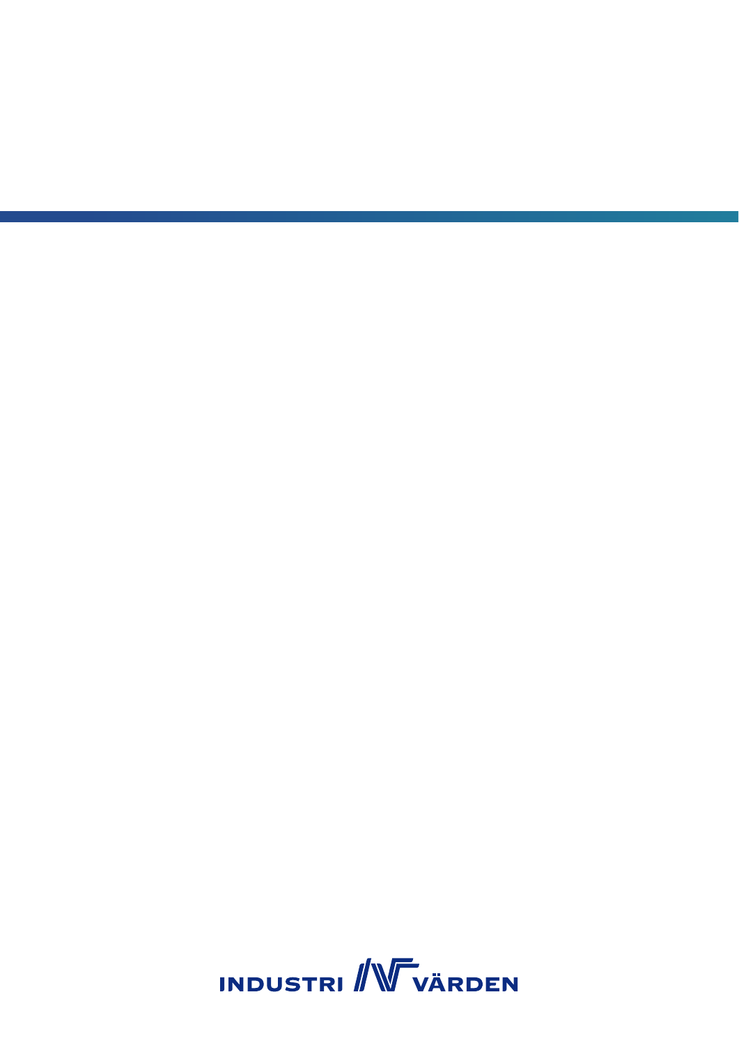INDUSTRI VÄRDEN